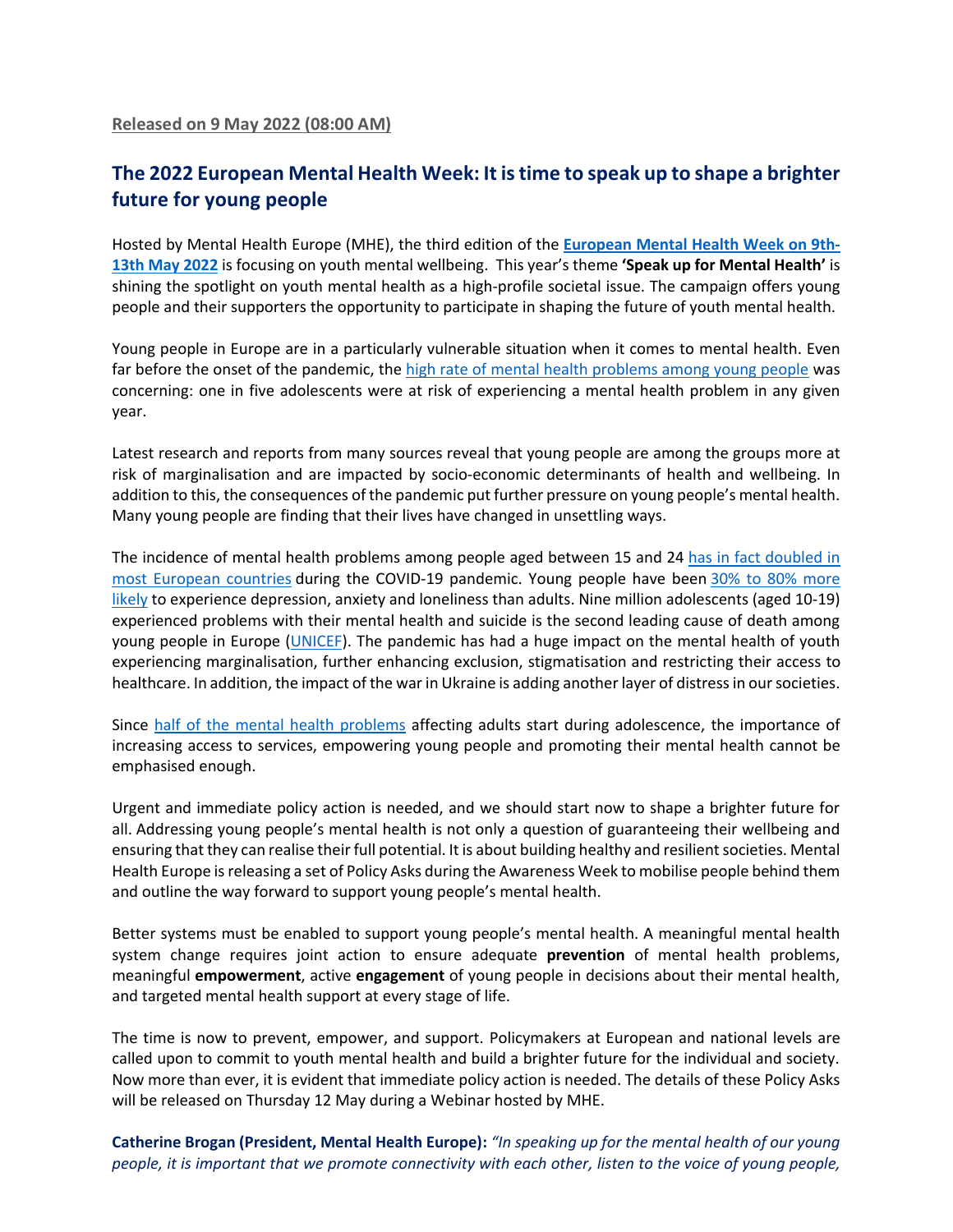**Released on 9 May 2022 (08:00 AM)**

## The 2022 European Mental Health Week: It is time to speak up to shape a brighter future for young people

Hosted by Mental Health Europe (MHE), the third edition of the **European Mental Health Week on 9th-13th May 2022** is focusing on youth mental wellbeing. This year's theme **'Speak up for Mental Health'** is shining the spotlight on youth mental health as a high-profile societal issue. The campaign offers young people and their supporters the opportunity to participate in shaping the future of youth mental health.

Young people in Europe are in a particularly vulnerable situation when it comes to mental health. Even far before the onset of the pandemic, the high rate of mental health problems among young people was concerning: one in five adolescents were at risk of experiencing a mental health problem in any given year.

Latest research and reports from many sources reveal that young people are among the groups more at risk of marginalisation and are impacted by socio-economic determinants of health and wellbeing. In addition to this, the consequences of the pandemic put further pressure on young people's mental health. Many young people are finding that their lives have changed in unsettling ways.

The incidence of mental health problems among people aged between 15 and 24 has in fact doubled in most European countries during the COVID-19 pandemic. Young people have been 30% to 80% more likely to experience depression, anxiety and loneliness than adults. Nine million adolescents (aged 10-19) experienced problems with their mental health and suicide is the second leading cause of death among young people in Europe (UNICEF). The pandemic has had a huge impact on the mental health of youth experiencing marginalisation, further enhancing exclusion, stigmatisation and restricting their access to healthcare. In addition, the impact of the war in Ukraine is adding another layer of distress in our societies.

Since half of the mental health problems affecting adults start during adolescence, the importance of increasing access to services, empowering young people and promoting their mental health cannot be emphasised enough.

Urgent and immediate policy action is needed, and we should start now to shape a brighter future for all. Addressing young people's mental health is not only a question of guaranteeing their wellbeing and ensuring that they can realise their full potential. It is about building healthy and resilient societies. Mental Health Europe is releasing a set of Policy Asks during the Awareness Week to mobilise people behind them and outline the way forward to support young people's mental health.

Better systems must be enabled to support young people's mental health. A meaningful mental health system change requires joint action to ensure adequate **prevention** of mental health problems, meaningful **empowerment**, active **engagement** of young people in decisions about their mental health, and targeted mental health support at every stage of life.

The time is now to prevent, empower, and support. Policymakers at European and national levels are called upon to commit to youth mental health and build a brighter future for the individual and society. Now more than ever, it is evident that immediate policy action is needed. The details of these Policy Asks will be released on Thursday 12 May during a Webinar hosted by MHE.

**Catherine Brogan (President, Mental Health Europe):** *"In speaking up for the mental health of our young people, it is important that we promote connectivity with each other, listen to the voice of young people,*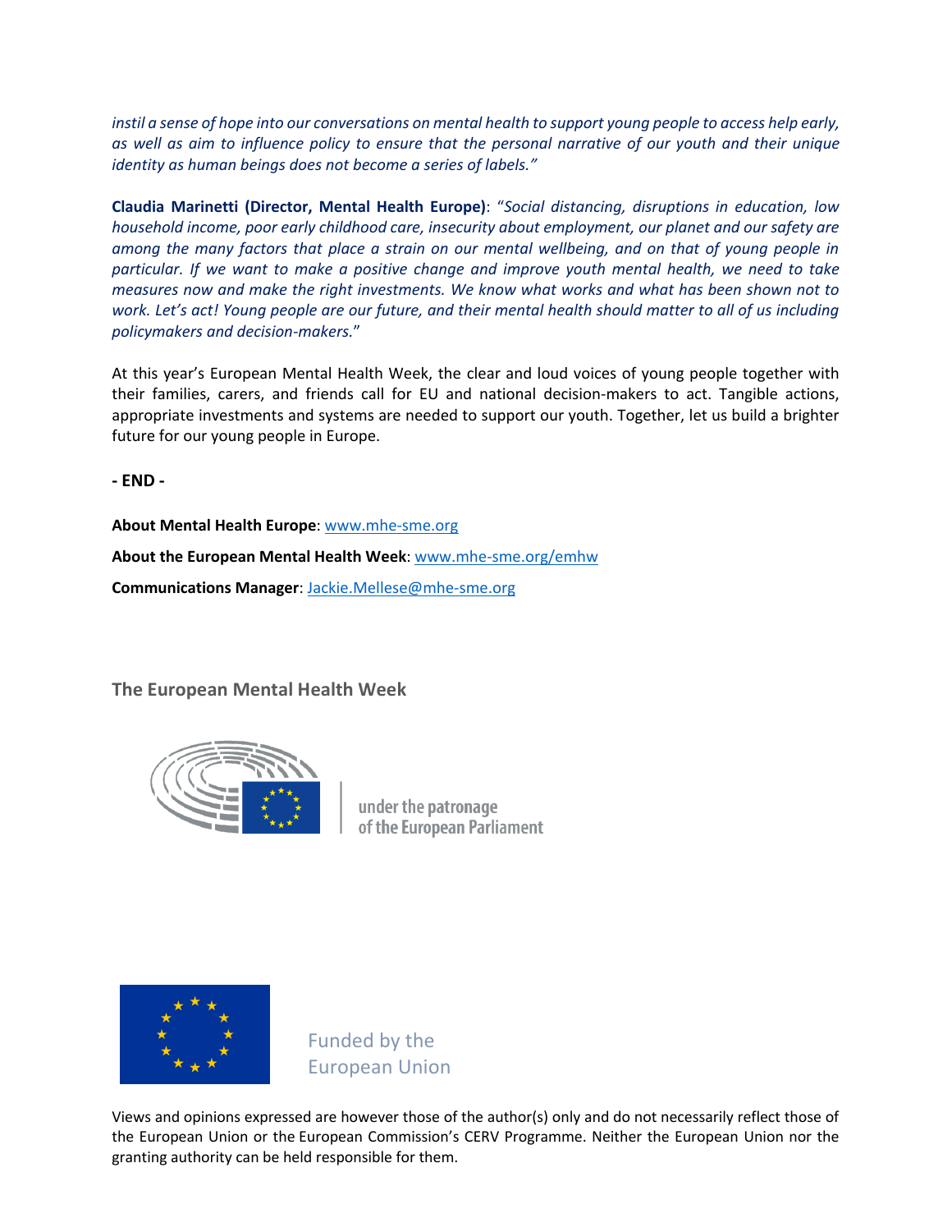*instil a sense of hope into our conversations on mental health to support young people to access help early, as well as aim to influence policy to ensure that the personal narrative of our youth and their unique identity as human beings does not become a series of labels."*

**Claudia Marinetti (Director, Mental Health Europe)**: "*Social distancing, disruptions in education, low household income, poor early childhood care, insecurity about employment, our planet and our safety are among the many factors that place a strain on our mental wellbeing, and on that of young people in particular. If we want to make a positive change and improve youth mental health, we need to take measures now and make the right investments. We know what works and what has been shown not to work. Let's act! Young people are our future, and their mental health should matter to all of us including policymakers and decision-makers.*"

At this year's European Mental Health Week, the clear and loud voices of young people together with their families, carers, and friends call for EU and national decision-makers to act. Tangible actions, appropriate investments and systems are needed to support our youth. Together, let us build a brighter future for our young people in Europe.

**- END -**

**About Mental Health Europe**: www.mhe-sme.org

**About the European Mental Health Week**: www.mhe-sme.org/emhw

**Communications Manager**: Jackie.Mellese@mhe-sme.org

### The European Mental Health Week

under the patronage
of the European Parliament

Funded by the
European Union

Views and opinions expressed are however those of the author(s) only and do not necessarily reflect those of the European Union or the European Commission's CERV Programme. Neither the European Union nor the granting authority can be held responsible for them.